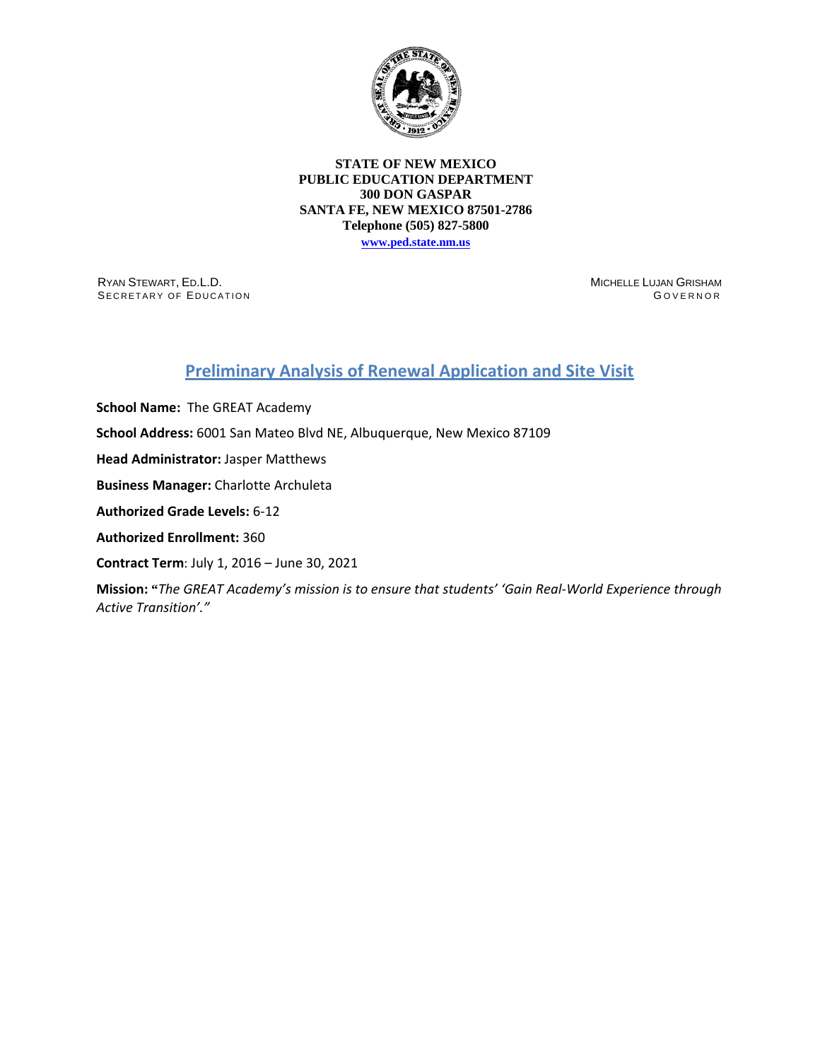**STATE OF NEW MEXICO**
**PUBLIC EDUCATION DEPARTMENT**
**300 DON GASPAR**
**SANTA FE, NEW MEXICO 87501-2786**
**Telephone (505) 827-5800**
**www.ped.state.nm.us**

RYAN STEWART, ED.L.D.
SECRETARY OF EDUCATION

MICHELLE LUJAN GRISHAM
GOVERNOR

# Preliminary Analysis of Renewal Application and Site Visit

**School Name:** The GREAT Academy

**School Address:** 6001 San Mateo Blvd NE, Albuquerque, New Mexico 87109

**Head Administrator:** Jasper Matthews

**Business Manager:** Charlotte Archuleta

**Authorized Grade Levels:** 6-12

**Authorized Enrollment:** 360

**Contract Term**: July 1, 2016 – June 30, 2021

**Mission: "***The GREAT Academy's mission is to ensure that students' 'Gain Real-World Experience through Active Transition'."*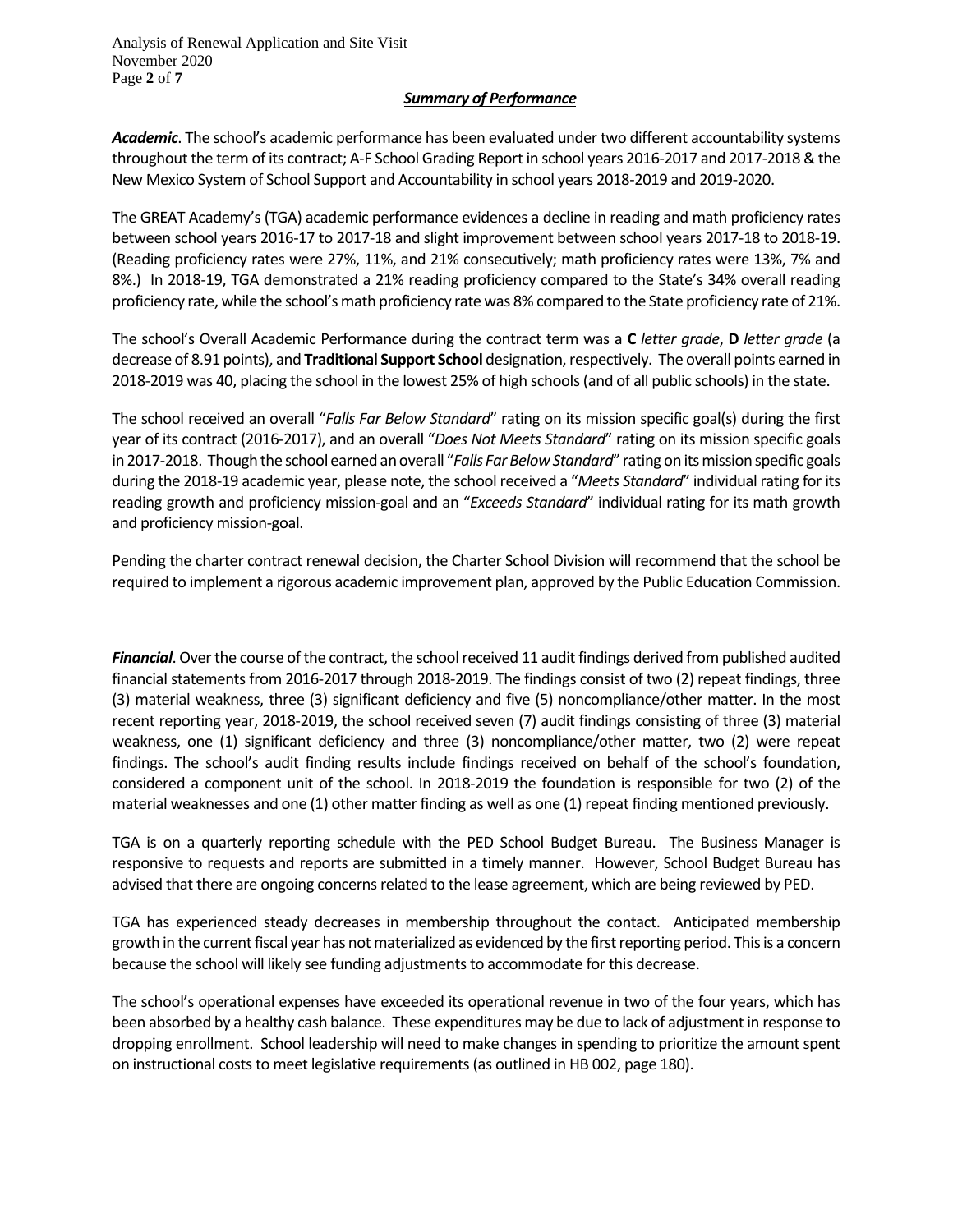## ***Summary of Performance***

***Academic***. The school's academic performance has been evaluated under two different accountability systems throughout the term of its contract; A-F School Grading Report in school years 2016-2017 and 2017-2018 & the New Mexico System of School Support and Accountability in school years 2018-2019 and 2019-2020.

The GREAT Academy's (TGA) academic performance evidences a decline in reading and math proficiency rates between school years 2016-17 to 2017-18 and slight improvement between school years 2017-18 to 2018-19. (Reading proficiency rates were 27%, 11%, and 21% consecutively; math proficiency rates were 13%, 7% and 8%.) In 2018-19, TGA demonstrated a 21% reading proficiency compared to the State's 34% overall reading proficiency rate, while the school's math proficiency rate was 8% compared to the State proficiency rate of 21%.

The school's Overall Academic Performance during the contract term was a **C** *letter grade*, **D** *letter grade* (a decrease of 8.91 points), and **Traditional Support School** designation, respectively. The overall points earned in 2018-2019 was 40, placing the school in the lowest 25% of high schools (and of all public schools) in the state.

The school received an overall "*Falls Far Below Standard*" rating on its mission specific goal(s) during the first year of its contract (2016-2017), and an overall "*Does Not Meets Standard*" rating on its mission specific goals in 2017-2018. Though the school earned an overall "*Falls Far Below Standard*" rating on its mission specific goals during the 2018-19 academic year, please note, the school received a "*Meets Standard*" individual rating for its reading growth and proficiency mission-goal and an "*Exceeds Standard*" individual rating for its math growth and proficiency mission-goal.

Pending the charter contract renewal decision, the Charter School Division will recommend that the school be required to implement a rigorous academic improvement plan, approved by the Public Education Commission.

***Financial***. Over the course of the contract, the school received 11 audit findings derived from published audited financial statements from 2016-2017 through 2018-2019. The findings consist of two (2) repeat findings, three (3) material weakness, three (3) significant deficiency and five (5) noncompliance/other matter. In the most recent reporting year, 2018-2019, the school received seven (7) audit findings consisting of three (3) material weakness, one (1) significant deficiency and three (3) noncompliance/other matter, two (2) were repeat findings. The school's audit finding results include findings received on behalf of the school's foundation, considered a component unit of the school. In 2018-2019 the foundation is responsible for two (2) of the material weaknesses and one (1) other matter finding as well as one (1) repeat finding mentioned previously.

TGA is on a quarterly reporting schedule with the PED School Budget Bureau. The Business Manager is responsive to requests and reports are submitted in a timely manner. However, School Budget Bureau has advised that there are ongoing concerns related to the lease agreement, which are being reviewed by PED.

TGA has experienced steady decreases in membership throughout the contact. Anticipated membership growth in the current fiscal year has not materialized as evidenced by the first reporting period. This is a concern because the school will likely see funding adjustments to accommodate for this decrease.

The school's operational expenses have exceeded its operational revenue in two of the four years, which has been absorbed by a healthy cash balance. These expenditures may be due to lack of adjustment in response to dropping enrollment. School leadership will need to make changes in spending to prioritize the amount spent on instructional costs to meet legislative requirements (as outlined in HB 002, page 180).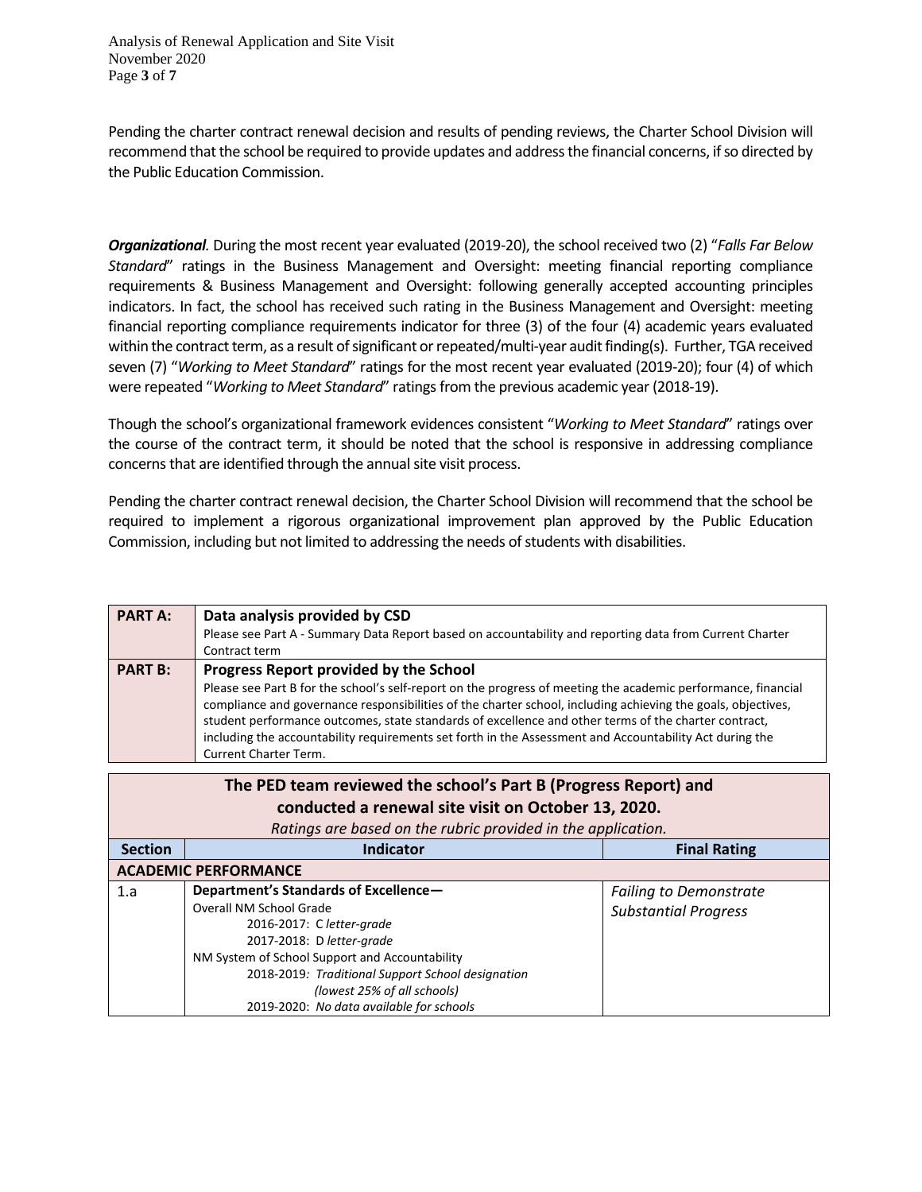Pending the charter contract renewal decision and results of pending reviews, the Charter School Division will recommend that the school be required to provide updates and address the financial concerns, if so directed by the Public Education Commission.

***Organizational**.* During the most recent year evaluated (2019-20), the school received two (2) "*Falls Far Below Standard*" ratings in the Business Management and Oversight: meeting financial reporting compliance requirements & Business Management and Oversight: following generally accepted accounting principles indicators. In fact, the school has received such rating in the Business Management and Oversight: meeting financial reporting compliance requirements indicator for three (3) of the four (4) academic years evaluated within the contract term, as a result of significant or repeated/multi-year audit finding(s). Further, TGA received seven (7) "*Working to Meet Standard*" ratings for the most recent year evaluated (2019-20); four (4) of which were repeated "*Working to Meet Standard*" ratings from the previous academic year (2018-19).

Though the school's organizational framework evidences consistent "*Working to Meet Standard*" ratings over the course of the contract term, it should be noted that the school is responsive in addressing compliance concerns that are identified through the annual site visit process.

Pending the charter contract renewal decision, the Charter School Division will recommend that the school be required to implement a rigorous organizational improvement plan approved by the Public Education Commission, including but not limited to addressing the needs of students with disabilities.

| | |
|---|---|
| **PART A:** | **Data analysis provided by CSD**<br>Please see Part A - Summary Data Report based on accountability and reporting data from Current Charter Contract term |
| **PART B:** | **Progress Report provided by the School**<br>Please see Part B for the school's self-report on the progress of meeting the academic performance, financial compliance and governance responsibilities of the charter school, including achieving the goals, objectives, student performance outcomes, state standards of excellence and other terms of the charter contract, including the accountability requirements set forth in the Assessment and Accountability Act during the Current Charter Term. |

**The PED team reviewed the school's Part B (Progress Report) and conducted a renewal site visit on October 13, 2020.**
*Ratings are based on the rubric provided in the application.*

| Section | Indicator | Final Rating |
|---|---|---|
| **ACADEMIC PERFORMANCE** | | |
| 1.a | **Department's Standards of Excellence—**<br>Overall NM School Grade<br>2016-2017: C *letter-grade*<br>2017-2018: D *letter-grade*<br>NM System of School Support and Accountability<br>2018-2019*: Traditional Support School designation (lowest 25% of all schools)*<br>2019-2020: *No data available for schools* | *Failing to Demonstrate Substantial Progress* |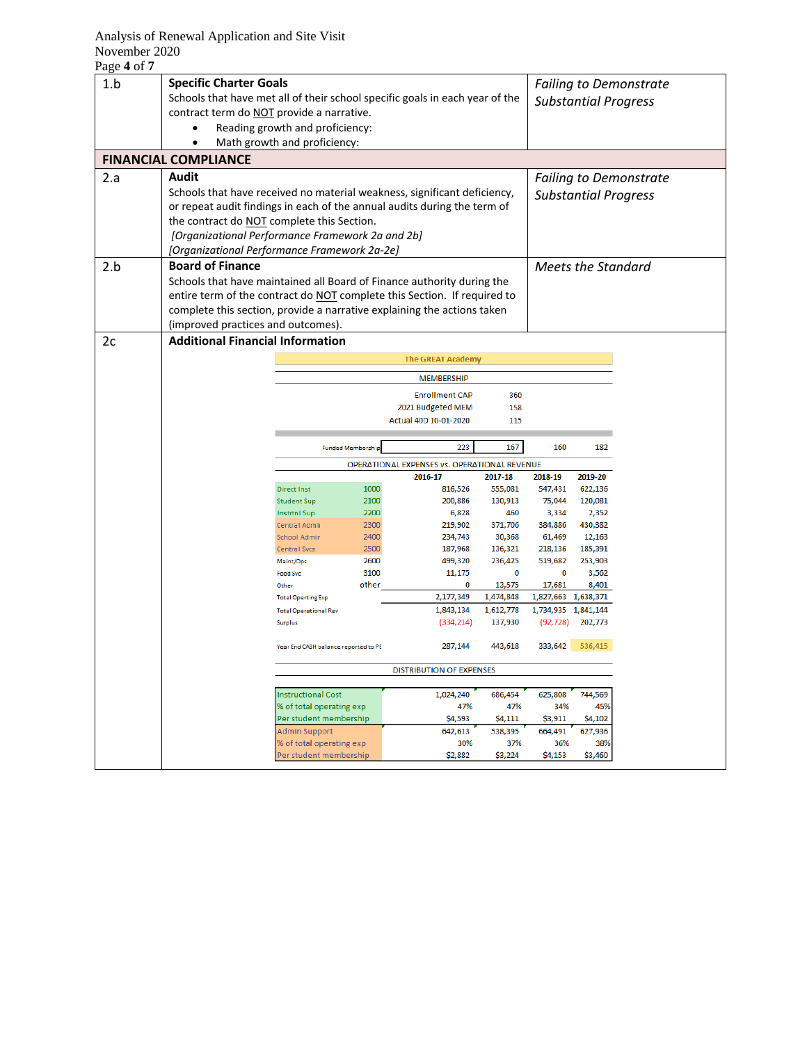| | | |
|---|---|---|
| 1.b | **Specific Charter Goals**<br>Schools that have met all of their school specific goals in each year of the contract term do NOT provide a narrative.<br>• Reading growth and proficiency:<br>• Math growth and proficiency: | *Failing to Demonstrate Substantial Progress* |
| **FINANCIAL COMPLIANCE** | | |
| 2.a | **Audit**<br>Schools that have received no material weakness, significant deficiency, or repeat audit findings in each of the annual audits during the term of the contract do NOT complete this Section.<br>*[Organizational Performance Framework 2a and 2b]*<br>*[Organizational Performance Framework 2a-2e]* | *Failing to Demonstrate Substantial Progress* |
| 2.b | **Board of Finance**<br>Schools that have maintained all Board of Finance authority during the entire term of the contract do NOT complete this Section. If required to complete this section, provide a narrative explaining the actions taken (improved practices and outcomes). | *Meets the Standard* |
| 2c | **Additional Financial Information** | |

**The GREAT Academy**

MEMBERSHIP

| | |
|---|---|
| Enrollment CAP | 360 |
| 2021 Budgeted MEM | 158 |
| Actual 40D 10-01-2020 | 115 |

| | | 2016-17 | 2017-18 | 2018-19 | 2019-20 |
|---|---|---|---|---|---|
| Funded Membership | | 223 | 167 | 160 | 182 |
| **OPERATIONAL EXPENSES vs. OPERATIONAL REVENUE** | | | | | |
| Direct Inst | 1000 | 816,526 | 555,081 | 547,431 | 622,136 |
| Student Sup | 2100 | 200,886 | 130,913 | 75,044 | 120,081 |
| Instrtnl Sup | 2200 | 6,828 | 460 | 3,334 | 2,352 |
| Central Admin | 2300 | 219,902 | 371,706 | 384,886 | 430,382 |
| School Admin | 2400 | 234,743 | 30,368 | 61,469 | 12,163 |
| Central Svcs | 2500 | 187,968 | 136,321 | 218,136 | 185,391 |
| Maint/Ops | 2600 | 499,320 | 236,425 | 519,682 | 253,903 |
| Food Svc | 3100 | 11,175 | 0 | 0 | 3,562 |
| Other | other | 0 | 13,575 | 17,681 | 8,401 |
| Total Oparting Exp | | 2,177,349 | 1,474,848 | 1,827,663 | 1,638,371 |
| Total Operational Rev | | 1,843,134 | 1,612,778 | 1,734,935 | 1,841,144 |
| Surplus | | (334,214) | 137,930 | (92,728) | 202,773 |
| Year End CASH balance reported to PE | | 287,144 | 443,618 | 333,642 | 536,415 |
| **DISTRIBUTION OF EXPENSES** | | | | | |
| Instructional Cost | | 1,024,240 | 686,454 | 625,808 | 744,569 |
| % of total operating exp | | 47% | 47% | 34% | 45% |
| Per student membership | | $4,593 | $4,111 | $3,911 | $4,102 |
| Admin Support | | 642,613 | 538,395 | 664,491 | 627,936 |
| % of total operating exp | | 30% | 37% | 36% | 38% |
| Per student membership | | $2,882 | $3,224 | $4,153 | $3,460 |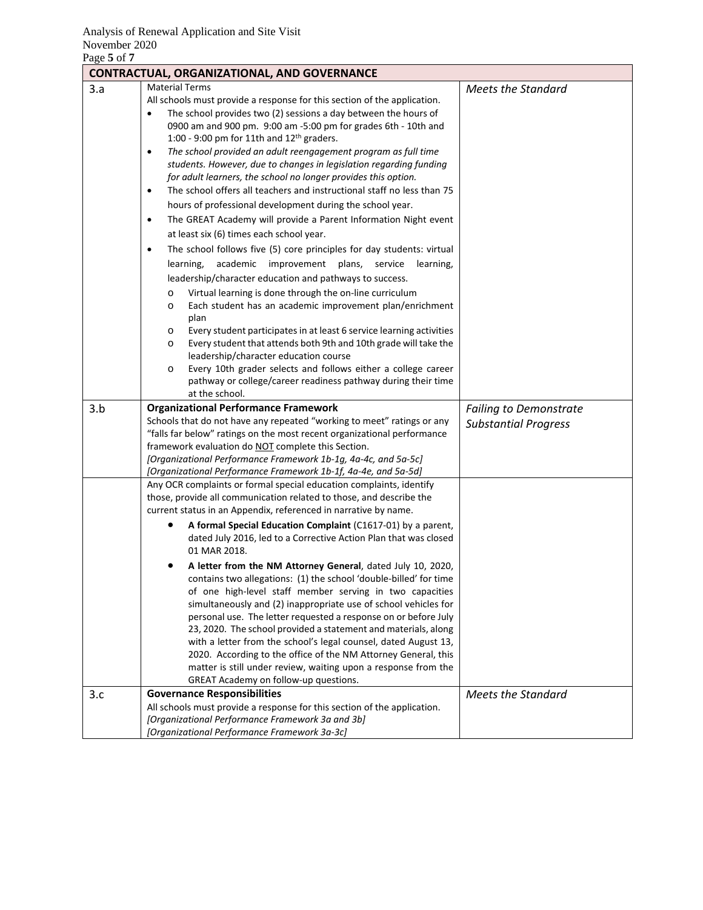| CONTRACTUAL, ORGANIZATIONAL, AND GOVERNANCE | | |
|---|---|---|
| 3.a | Material Terms<br>All schools must provide a response for this section of the application.<br>• The school provides two (2) sessions a day between the hours of 0900 am and 900 pm. 9:00 am -5:00 pm for grades 6th - 10th and 1:00 - 9:00 pm for 11th and 12th graders.<br>• *The school provided an adult reengagement program as full time students. However, due to changes in legislation regarding funding for adult learners, the school no longer provides this option.*<br>• The school offers all teachers and instructional staff no less than 75 hours of professional development during the school year.<br>• The GREAT Academy will provide a Parent Information Night event at least six (6) times each school year.<br>• The school follows five (5) core principles for day students: virtual learning, academic improvement plans, service learning, leadership/character education and pathways to success.<br>o Virtual learning is done through the on-line curriculum<br>o Each student has an academic improvement plan/enrichment plan<br>o Every student participates in at least 6 service learning activities<br>o Every student that attends both 9th and 10th grade will take the leadership/character education course<br>o Every 10th grader selects and follows either a college career pathway or college/career readiness pathway during their time at the school. | *Meets the Standard* |
| 3.b | **Organizational Performance Framework**<br>Schools that do not have any repeated "working to meet" ratings or any "falls far below" ratings on the most recent organizational performance framework evaluation do NOT complete this Section.<br>*[Organizational Performance Framework 1b-1g, 4a-4c, and 5a-5c]*<br>*[Organizational Performance Framework 1b-1f, 4a-4e, and 5a-5d]* | *Failing to Demonstrate Substantial Progress* |
| | Any OCR complaints or formal special education complaints, identify those, provide all communication related to those, and describe the current status in an Appendix, referenced in narrative by name.<br>• **A formal Special Education Complaint** (C1617-01) by a parent, dated July 2016, led to a Corrective Action Plan that was closed 01 MAR 2018.<br>• **A letter from the NM Attorney General**, dated July 10, 2020, contains two allegations: (1) the school 'double-billed' for time of one high-level staff member serving in two capacities simultaneously and (2) inappropriate use of school vehicles for personal use. The letter requested a response on or before July 23, 2020. The school provided a statement and materials, along with a letter from the school's legal counsel, dated August 13, 2020. According to the office of the NM Attorney General, this matter is still under review, waiting upon a response from the GREAT Academy on follow-up questions. | |
| 3.c | **Governance Responsibilities**<br>All schools must provide a response for this section of the application.<br>*[Organizational Performance Framework 3a and 3b]*<br>*[Organizational Performance Framework 3a-3c]* | *Meets the Standard* |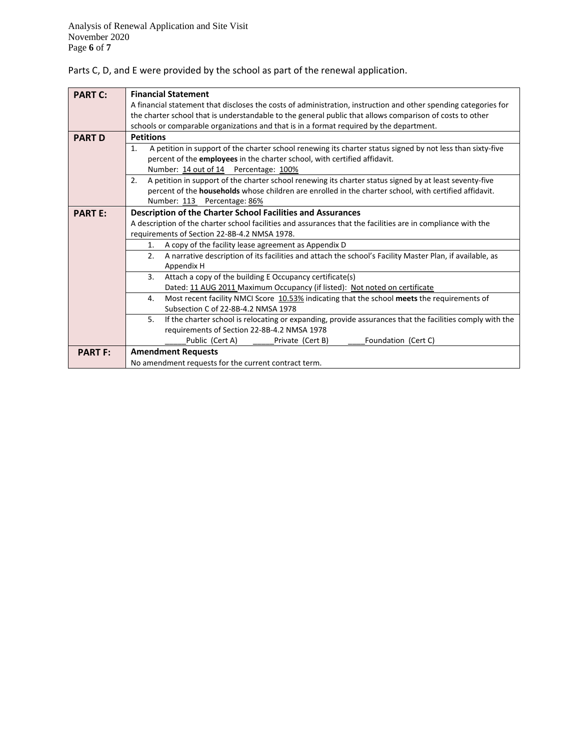Parts C, D, and E were provided by the school as part of the renewal application.

| | |
|---|---|
| **PART C:** | **Financial Statement**<br>A financial statement that discloses the costs of administration, instruction and other spending categories for the charter school that is understandable to the general public that allows comparison of costs to other schools or comparable organizations and that is in a format required by the department. |
| **PART D** | **Petitions** |
| | 1. A petition in support of the charter school renewing its charter status signed by not less than sixty-five percent of the **employees** in the charter school, with certified affidavit.<br>Number: 14 out of 14 Percentage: 100% |
| | 2. A petition in support of the charter school renewing its charter status signed by at least seventy-five percent of the **households** whose children are enrolled in the charter school, with certified affidavit.<br>Number: 113 Percentage: 86% |
| **PART E:** | **Description of the Charter School Facilities and Assurances**<br>A description of the charter school facilities and assurances that the facilities are in compliance with the requirements of Section 22-8B-4.2 NMSA 1978. |
| | 1. A copy of the facility lease agreement as Appendix D |
| | 2. A narrative description of its facilities and attach the school's Facility Master Plan, if available, as Appendix H |
| | 3. Attach a copy of the building E Occupancy certificate(s)<br>Dated: 11 AUG 2011 Maximum Occupancy (if listed): Not noted on certificate |
| | 4. Most recent facility NMCI Score 10.53% indicating that the school **meets** the requirements of Subsection C of 22-8B-4.2 NMSA 1978 |
| | 5. If the charter school is relocating or expanding, provide assurances that the facilities comply with the requirements of Section 22-8B-4.2 NMSA 1978<br>_____Public (Cert A) _____Private (Cert B) ____Foundation (Cert C) |
| **PART F:** | **Amendment Requests**<br>No amendment requests for the current contract term. |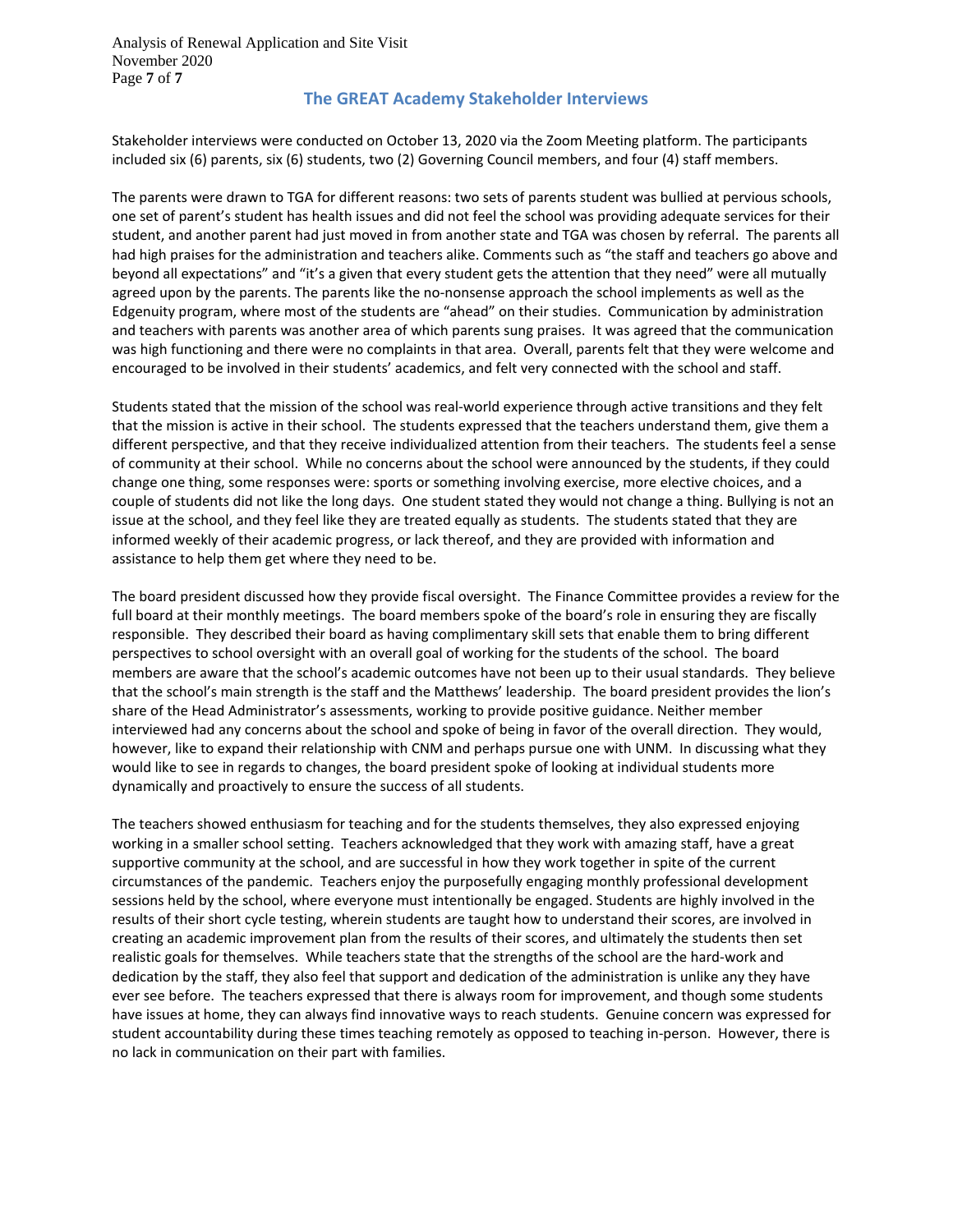## The GREAT Academy Stakeholder Interviews

Stakeholder interviews were conducted on October 13, 2020 via the Zoom Meeting platform. The participants included six (6) parents, six (6) students, two (2) Governing Council members, and four (4) staff members.

The parents were drawn to TGA for different reasons: two sets of parents student was bullied at pervious schools, one set of parent's student has health issues and did not feel the school was providing adequate services for their student, and another parent had just moved in from another state and TGA was chosen by referral. The parents all had high praises for the administration and teachers alike. Comments such as "the staff and teachers go above and beyond all expectations" and "it's a given that every student gets the attention that they need" were all mutually agreed upon by the parents. The parents like the no-nonsense approach the school implements as well as the Edgenuity program, where most of the students are "ahead" on their studies. Communication by administration and teachers with parents was another area of which parents sung praises. It was agreed that the communication was high functioning and there were no complaints in that area. Overall, parents felt that they were welcome and encouraged to be involved in their students' academics, and felt very connected with the school and staff.

Students stated that the mission of the school was real-world experience through active transitions and they felt that the mission is active in their school. The students expressed that the teachers understand them, give them a different perspective, and that they receive individualized attention from their teachers. The students feel a sense of community at their school. While no concerns about the school were announced by the students, if they could change one thing, some responses were: sports or something involving exercise, more elective choices, and a couple of students did not like the long days. One student stated they would not change a thing. Bullying is not an issue at the school, and they feel like they are treated equally as students. The students stated that they are informed weekly of their academic progress, or lack thereof, and they are provided with information and assistance to help them get where they need to be.

The board president discussed how they provide fiscal oversight. The Finance Committee provides a review for the full board at their monthly meetings. The board members spoke of the board's role in ensuring they are fiscally responsible. They described their board as having complimentary skill sets that enable them to bring different perspectives to school oversight with an overall goal of working for the students of the school. The board members are aware that the school's academic outcomes have not been up to their usual standards. They believe that the school's main strength is the staff and the Matthews' leadership. The board president provides the lion's share of the Head Administrator's assessments, working to provide positive guidance. Neither member interviewed had any concerns about the school and spoke of being in favor of the overall direction. They would, however, like to expand their relationship with CNM and perhaps pursue one with UNM. In discussing what they would like to see in regards to changes, the board president spoke of looking at individual students more dynamically and proactively to ensure the success of all students.

The teachers showed enthusiasm for teaching and for the students themselves, they also expressed enjoying working in a smaller school setting. Teachers acknowledged that they work with amazing staff, have a great supportive community at the school, and are successful in how they work together in spite of the current circumstances of the pandemic. Teachers enjoy the purposefully engaging monthly professional development sessions held by the school, where everyone must intentionally be engaged. Students are highly involved in the results of their short cycle testing, wherein students are taught how to understand their scores, are involved in creating an academic improvement plan from the results of their scores, and ultimately the students then set realistic goals for themselves. While teachers state that the strengths of the school are the hard-work and dedication by the staff, they also feel that support and dedication of the administration is unlike any they have ever see before. The teachers expressed that there is always room for improvement, and though some students have issues at home, they can always find innovative ways to reach students. Genuine concern was expressed for student accountability during these times teaching remotely as opposed to teaching in-person. However, there is no lack in communication on their part with families.